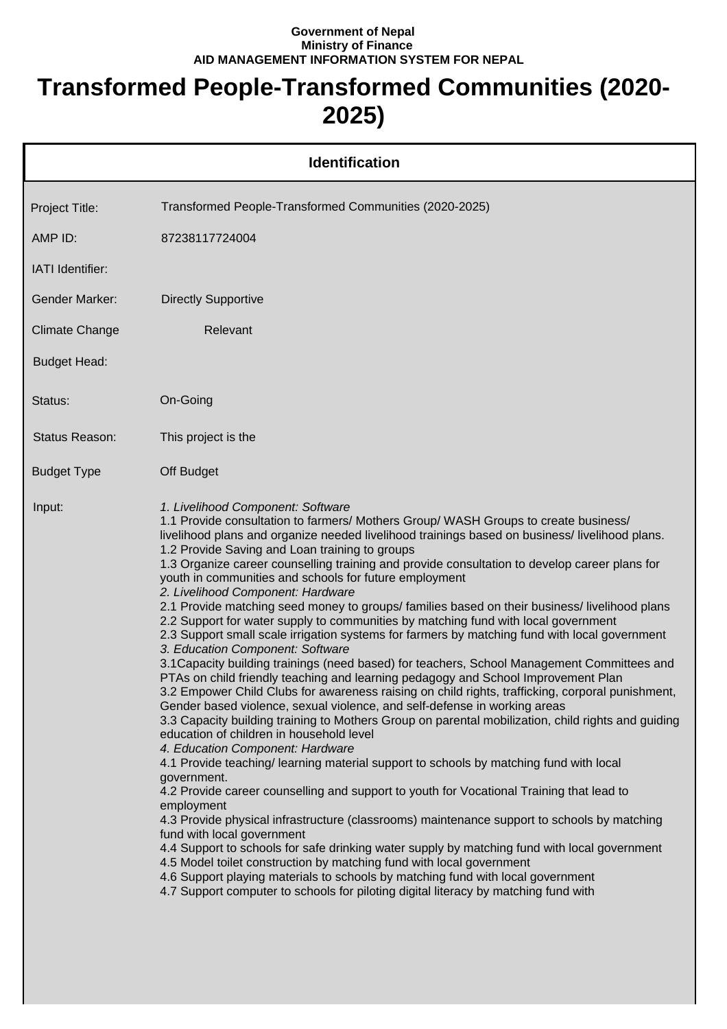**Government of Nepal**
**Ministry of Finance**
**AID MANAGEMENT INFORMATION SYSTEM FOR NEPAL**

# Transformed People-Transformed Communities (2020-2025)

## Identification

| | |
|---|---|
| Project Title: | Transformed People-Transformed Communities (2020-2025) |
| AMP ID: | 87238117724004 |
| IATI Identifier: | |
| Gender Marker: | Directly Supportive |
| Climate Change | Relevant |
| Budget Head: | |
| Status: | On-Going |
| Status Reason: | This project is the |
| Budget Type | Off Budget |

Input:

*1. Livelihood Component: Software*
1.1 Provide consultation to farmers/ Mothers Group/ WASH Groups to create business/ livelihood plans and organize needed livelihood trainings based on business/ livelihood plans.
1.2 Provide Saving and Loan training to groups
1.3 Organize career counselling training and provide consultation to develop career plans for youth in communities and schools for future employment
*2. Livelihood Component: Hardware*
2.1 Provide matching seed money to groups/ families based on their business/ livelihood plans
2.2 Support for water supply to communities by matching fund with local government
2.3 Support small scale irrigation systems for farmers by matching fund with local government
*3. Education Component: Software*
3.1Capacity building trainings (need based) for teachers, School Management Committees and PTAs on child friendly teaching and learning pedagogy and School Improvement Plan
3.2 Empower Child Clubs for awareness raising on child rights, trafficking, corporal punishment, Gender based violence, sexual violence, and self-defense in working areas
3.3 Capacity building training to Mothers Group on parental mobilization, child rights and guiding education of children in household level
*4. Education Component: Hardware*
4.1 Provide teaching/ learning material support to schools by matching fund with local government.
4.2 Provide career counselling and support to youth for Vocational Training that lead to employment
4.3 Provide physical infrastructure (classrooms) maintenance support to schools by matching fund with local government
4.4 Support to schools for safe drinking water supply by matching fund with local government
4.5 Model toilet construction by matching fund with local government
4.6 Support playing materials to schools by matching fund with local government
4.7 Support computer to schools for piloting digital literacy by matching fund with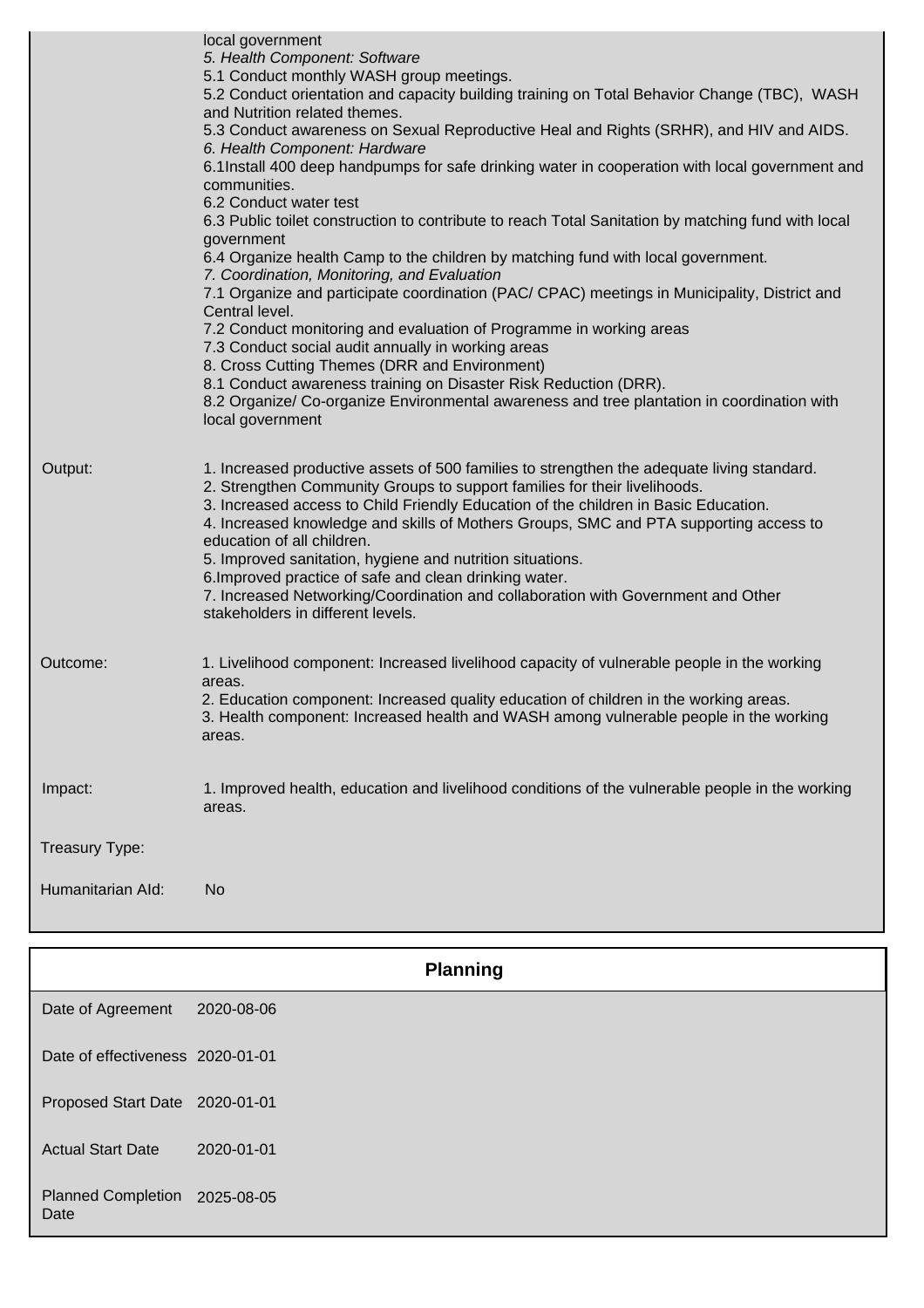| | |
|---|---|
| | local government<br>*5. Health Component: Software*<br>5.1 Conduct monthly WASH group meetings.<br>5.2 Conduct orientation and capacity building training on Total Behavior Change (TBC), WASH and Nutrition related themes.<br>5.3 Conduct awareness on Sexual Reproductive Heal and Rights (SRHR), and HIV and AIDS.<br>*6. Health Component: Hardware*<br>6.1Install 400 deep handpumps for safe drinking water in cooperation with local government and communities.<br>6.2 Conduct water test<br>6.3 Public toilet construction to contribute to reach Total Sanitation by matching fund with local government<br>6.4 Organize health Camp to the children by matching fund with local government.<br>*7. Coordination, Monitoring, and Evaluation*<br>7.1 Organize and participate coordination (PAC/ CPAC) meetings in Municipality, District and Central level.<br>7.2 Conduct monitoring and evaluation of Programme in working areas<br>7.3 Conduct social audit annually in working areas<br>8. Cross Cutting Themes (DRR and Environment)<br>8.1 Conduct awareness training on Disaster Risk Reduction (DRR).<br>8.2 Organize/ Co-organize Environmental awareness and tree plantation in coordination with local government |
| Output: | 1. Increased productive assets of 500 families to strengthen the adequate living standard.<br>2. Strengthen Community Groups to support families for their livelihoods.<br>3. Increased access to Child Friendly Education of the children in Basic Education.<br>4. Increased knowledge and skills of Mothers Groups, SMC and PTA supporting access to education of all children.<br>5. Improved sanitation, hygiene and nutrition situations.<br>6.Improved practice of safe and clean drinking water.<br>7. Increased Networking/Coordination and collaboration with Government and Other stakeholders in different levels. |
| Outcome: | 1. Livelihood component: Increased livelihood capacity of vulnerable people in the working areas.<br>2. Education component: Increased quality education of children in the working areas.<br>3. Health component: Increased health and WASH among vulnerable people in the working areas. |
| Impact: | 1. Improved health, education and livelihood conditions of the vulnerable people in the working areas. |
| Treasury Type: | |
| Humanitarian AId: | No |

## Planning

| | |
|---|---|
| Date of Agreement | 2020-08-06 |
| Date of effectiveness | 2020-01-01 |
| Proposed Start Date | 2020-01-01 |
| Actual Start Date | 2020-01-01 |
| Planned Completion Date | 2025-08-05 |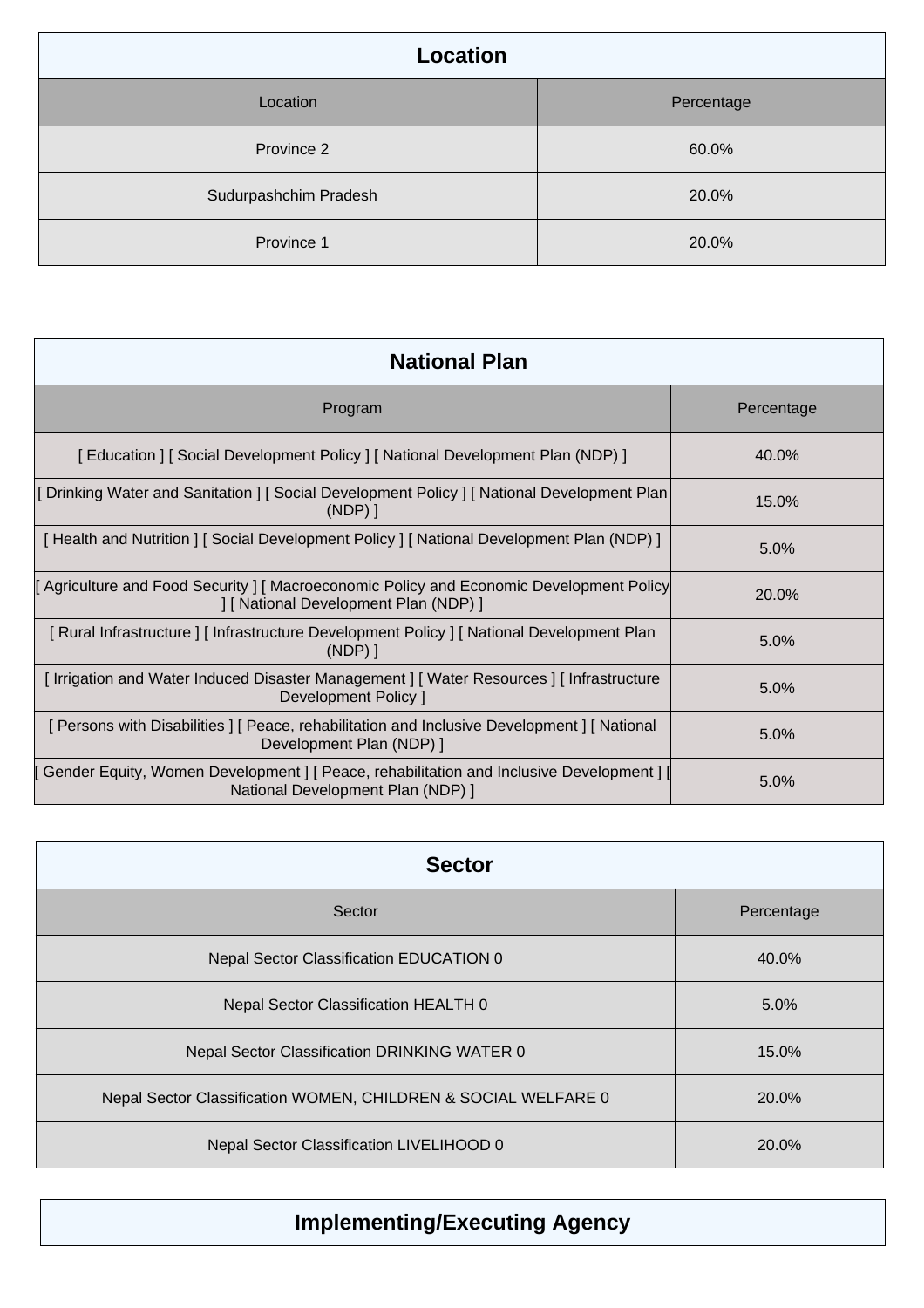## Location

| Location | Percentage |
|---|---|
| Province 2 | 60.0% |
| Sudurpashchim Pradesh | 20.0% |
| Province 1 | 20.0% |

## National Plan

| Program | Percentage |
|---|---|
| [ Education ] [ Social Development Policy ] [ National Development Plan (NDP) ] | 40.0% |
| [ Drinking Water and Sanitation ] [ Social Development Policy ] [ National Development Plan (NDP) ] | 15.0% |
| [ Health and Nutrition ] [ Social Development Policy ] [ National Development Plan (NDP) ] | 5.0% |
| [ Agriculture and Food Security ] [ Macroeconomic Policy and Economic Development Policy ] [ National Development Plan (NDP) ] | 20.0% |
| [ Rural Infrastructure ] [ Infrastructure Development Policy ] [ National Development Plan (NDP) ] | 5.0% |
| [ Irrigation and Water Induced Disaster Management ] [ Water Resources ] [ Infrastructure Development Policy ] | 5.0% |
| [ Persons with Disabilities ] [ Peace, rehabilitation and Inclusive Development ] [ National Development Plan (NDP) ] | 5.0% |
| [ Gender Equity, Women Development ] [ Peace, rehabilitation and Inclusive Development ] [ National Development Plan (NDP) ] | 5.0% |

## Sector

| Sector | Percentage |
|---|---|
| Nepal Sector Classification EDUCATION 0 | 40.0% |
| Nepal Sector Classification HEALTH 0 | 5.0% |
| Nepal Sector Classification DRINKING WATER 0 | 15.0% |
| Nepal Sector Classification WOMEN, CHILDREN & SOCIAL WELFARE 0 | 20.0% |
| Nepal Sector Classification LIVELIHOOD 0 | 20.0% |

## Implementing/Executing Agency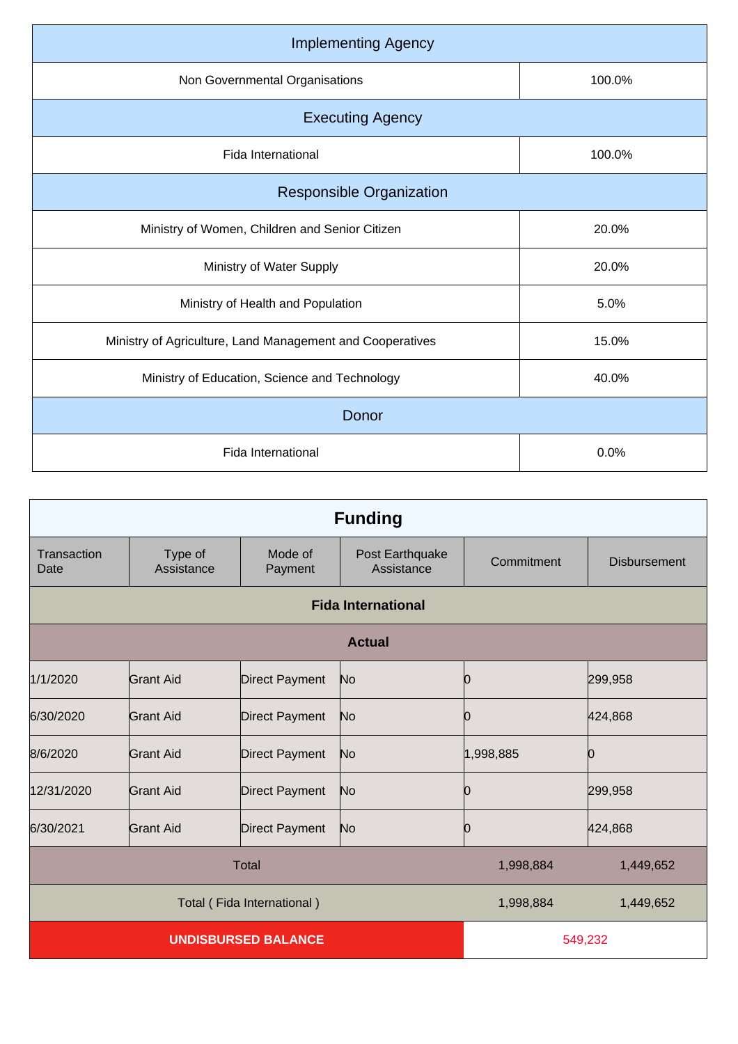| Implementing Agency | |
|---|---|
| Non Governmental Organisations | 100.0% |
| **Executing Agency** | |
| Fida International | 100.0% |
| **Responsible Organization** | |
| Ministry of Women, Children and Senior Citizen | 20.0% |
| Ministry of Water Supply | 20.0% |
| Ministry of Health and Population | 5.0% |
| Ministry of Agriculture, Land Management and Cooperatives | 15.0% |
| Ministry of Education, Science and Technology | 40.0% |
| **Donor** | |
| Fida International | 0.0% |

## Funding

| Transaction Date | Type of Assistance | Mode of Payment | Post Earthquake Assistance | Commitment | Disbursement |
|---|---|---|---|---|---|
| **Fida International** | | | | | |
| **Actual** | | | | | |
| 1/1/2020 | Grant Aid | Direct Payment | No | 0 | 299,958 |
| 6/30/2020 | Grant Aid | Direct Payment | No | 0 | 424,868 |
| 8/6/2020 | Grant Aid | Direct Payment | No | 1,998,885 | 0 |
| 12/31/2020 | Grant Aid | Direct Payment | No | 0 | 299,958 |
| 6/30/2021 | Grant Aid | Direct Payment | No | 0 | 424,868 |
| Total | | | | 1,998,884 | 1,449,652 |
| Total ( Fida International ) | | | | 1,998,884 | 1,449,652 |
| **UNDISBURSED BALANCE** | | | | 549,232 | |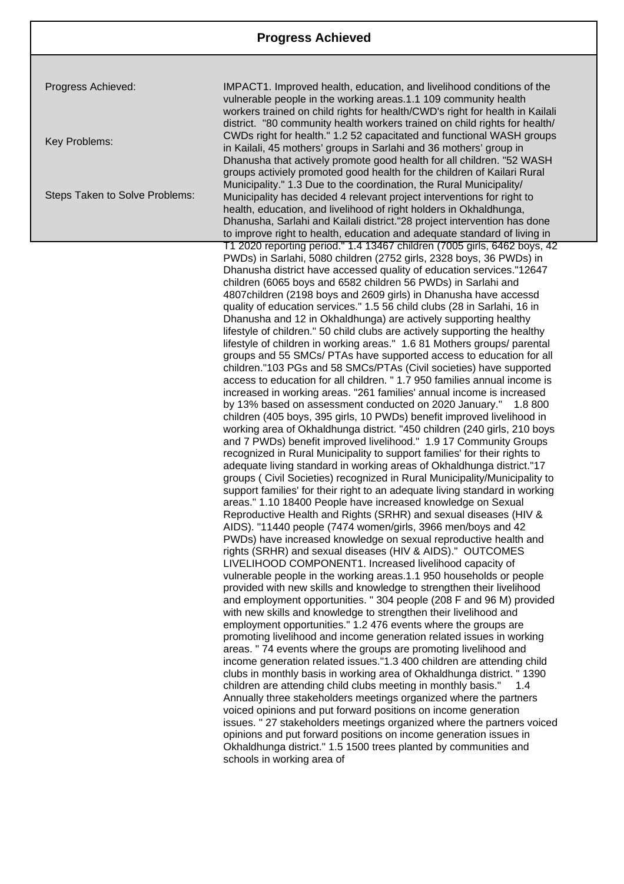## Progress Achieved

Progress Achieved:

Key Problems:

Steps Taken to Solve Problems:

IMPACT1. Improved health, education, and livelihood conditions of the vulnerable people in the working areas.1.1 109 community health workers trained on child rights for health/CWD's right for health in Kailali district. "80 community health workers trained on child rights for health/ CWDs right for health." 1.2 52 capacitated and functional WASH groups in Kailali, 45 mothers' groups in Sarlahi and 36 mothers' group in Dhanusha that actively promote good health for all children. "52 WASH groups activiely promoted good health for the children of Kailari Rural Municipality." 1.3 Due to the coordination, the Rural Municipality/ Municipality has decided 4 relevant project interventions for right to health, education, and livelihood of right holders in Okhaldhunga, Dhanusha, Sarlahi and Kailali district."28 project intervention has done to improve right to health, education and adequate standard of living in T1 2020 reporting period." 1.4 13467 children (7005 girls, 6462 boys, 42 PWDs) in Sarlahi, 5080 children (2752 girls, 2328 boys, 36 PWDs) in Dhanusha district have accessed quality of education services."12647 children (6065 boys and 6582 children 56 PWDs) in Sarlahi and 4807children (2198 boys and 2609 girls) in Dhanusha have accessd quality of education services." 1.5 56 child clubs (28 in Sarlahi, 16 in Dhanusha and 12 in Okhaldhunga) are actively supporting healthy lifestyle of children." 50 child clubs are actively supporting the healthy lifestyle of children in working areas." 1.6 81 Mothers groups/ parental groups and 55 SMCs/ PTAs have supported access to education for all children."103 PGs and 58 SMCs/PTAs (Civil societies) have supported access to education for all children. " 1.7 950 families annual income is increased in working areas. "261 families' annual income is increased by 13% based on assessment conducted on 2020 January." 1.8 800 children (405 boys, 395 girls, 10 PWDs) benefit improved livelihood in working area of Okhaldhunga district. "450 children (240 girls, 210 boys and 7 PWDs) benefit improved livelihood." 1.9 17 Community Groups recognized in Rural Municipality to support families' for their rights to adequate living standard in working areas of Okhaldhunga district."17 groups ( Civil Societies) recognized in Rural Municipality/Municipality to support families' for their right to an adequate living standard in working areas." 1.10 18400 People have increased knowledge on Sexual Reproductive Health and Rights (SRHR) and sexual diseases (HIV & AIDS). "11440 people (7474 women/girls, 3966 men/boys and 42 PWDs) have increased knowledge on sexual reproductive health and rights (SRHR) and sexual diseases (HIV & AIDS)." OUTCOMES LIVELIHOOD COMPONENT1. Increased livelihood capacity of vulnerable people in the working areas.1.1 950 households or people provided with new skills and knowledge to strengthen their livelihood and employment opportunities. " 304 people (208 F and 96 M) provided with new skills and knowledge to strengthen their livelihood and employment opportunities." 1.2 476 events where the groups are promoting livelihood and income generation related issues in working areas. " 74 events where the groups are promoting livelihood and income generation related issues."1.3 400 children are attending child clubs in monthly basis in working area of Okhaldhunga district. " 1390 children are attending child clubs meeting in monthly basis." 1.4 Annually three stakeholders meetings organized where the partners voiced opinions and put forward positions on income generation issues. " 27 stakeholders meetings organized where the partners voiced opinions and put forward positions on income generation issues in Okhaldhunga district." 1.5 1500 trees planted by communities and schools in working area of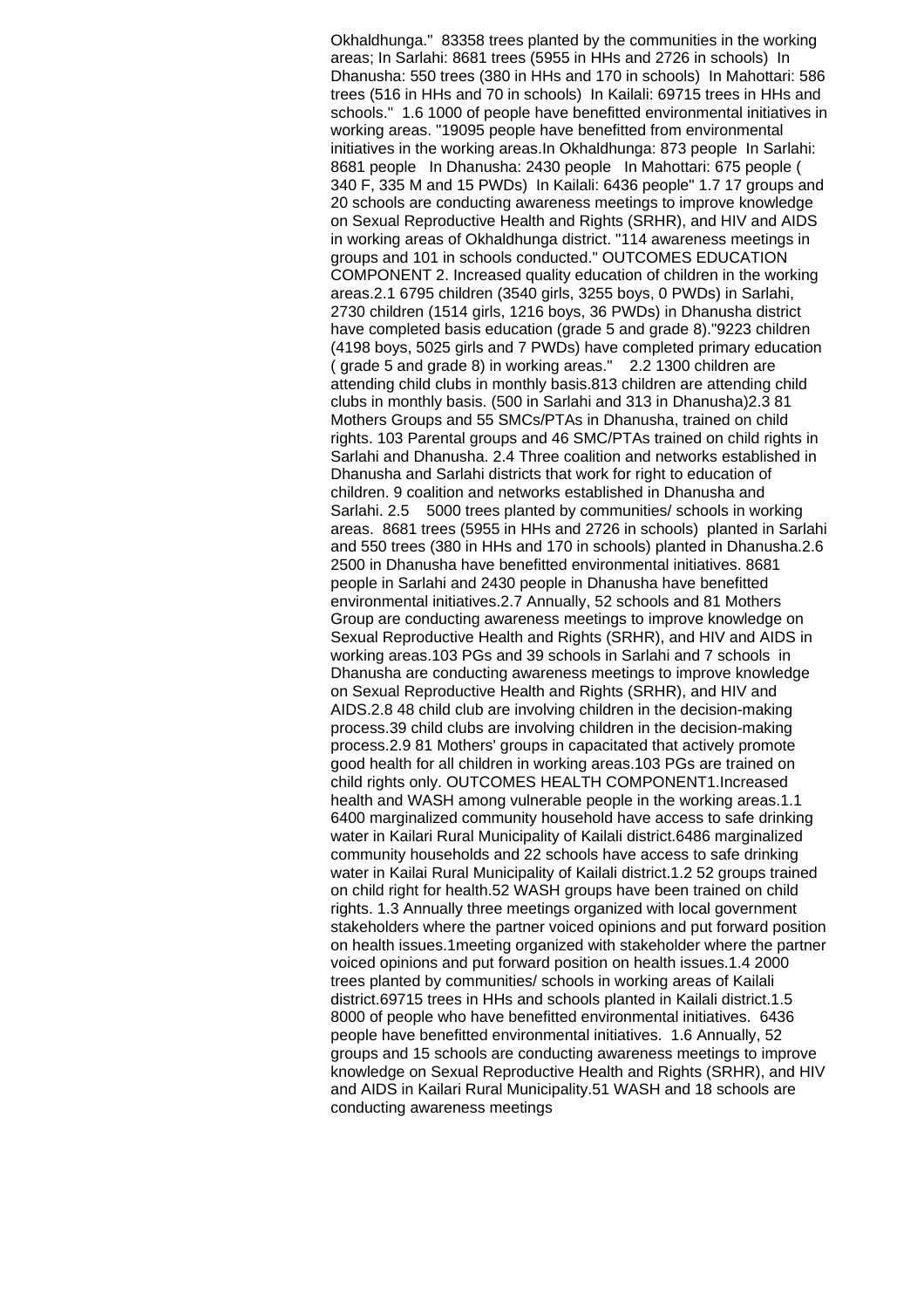Okhaldhunga." 83358 trees planted by the communities in the working areas; In Sarlahi: 8681 trees (5955 in HHs and 2726 in schools) In Dhanusha: 550 trees (380 in HHs and 170 in schools) In Mahottari: 586 trees (516 in HHs and 70 in schools) In Kailali: 69715 trees in HHs and schools." 1.6 1000 of people have benefitted environmental initiatives in working areas. "19095 people have benefitted from environmental initiatives in the working areas.In Okhaldhunga: 873 people In Sarlahi: 8681 people In Dhanusha: 2430 people In Mahottari: 675 people ( 340 F, 335 M and 15 PWDs) In Kailali: 6436 people" 1.7 17 groups and 20 schools are conducting awareness meetings to improve knowledge on Sexual Reproductive Health and Rights (SRHR), and HIV and AIDS in working areas of Okhaldhunga district. "114 awareness meetings in groups and 101 in schools conducted." OUTCOMES EDUCATION COMPONENT 2. Increased quality education of children in the working areas.2.1 6795 children (3540 girls, 3255 boys, 0 PWDs) in Sarlahi, 2730 children (1514 girls, 1216 boys, 36 PWDs) in Dhanusha district have completed basis education (grade 5 and grade 8)."9223 children (4198 boys, 5025 girls and 7 PWDs) have completed primary education ( grade 5 and grade 8) in working areas." 2.2 1300 children are attending child clubs in monthly basis.813 children are attending child clubs in monthly basis. (500 in Sarlahi and 313 in Dhanusha)2.3 81 Mothers Groups and 55 SMCs/PTAs in Dhanusha, trained on child rights. 103 Parental groups and 46 SMC/PTAs trained on child rights in Sarlahi and Dhanusha. 2.4 Three coalition and networks established in Dhanusha and Sarlahi districts that work for right to education of children. 9 coalition and networks established in Dhanusha and Sarlahi. 2.5 5000 trees planted by communities/ schools in working areas. 8681 trees (5955 in HHs and 2726 in schools) planted in Sarlahi and 550 trees (380 in HHs and 170 in schools) planted in Dhanusha.2.6 2500 in Dhanusha have benefitted environmental initiatives. 8681 people in Sarlahi and 2430 people in Dhanusha have benefitted environmental initiatives.2.7 Annually, 52 schools and 81 Mothers Group are conducting awareness meetings to improve knowledge on Sexual Reproductive Health and Rights (SRHR), and HIV and AIDS in working areas.103 PGs and 39 schools in Sarlahi and 7 schools in Dhanusha are conducting awareness meetings to improve knowledge on Sexual Reproductive Health and Rights (SRHR), and HIV and AIDS.2.8 48 child club are involving children in the decision-making process.39 child clubs are involving children in the decision-making process.2.9 81 Mothers' groups in capacitated that actively promote good health for all children in working areas.103 PGs are trained on child rights only. OUTCOMES HEALTH COMPONENT1.Increased health and WASH among vulnerable people in the working areas.1.1 6400 marginalized community household have access to safe drinking water in Kailari Rural Municipality of Kailali district.6486 marginalized community households and 22 schools have access to safe drinking water in Kailai Rural Municipality of Kailali district.1.2 52 groups trained on child right for health.52 WASH groups have been trained on child rights. 1.3 Annually three meetings organized with local government stakeholders where the partner voiced opinions and put forward position on health issues.1meeting organized with stakeholder where the partner voiced opinions and put forward position on health issues.1.4 2000 trees planted by communities/ schools in working areas of Kailali district.69715 trees in HHs and schools planted in Kailali district.1.5 8000 of people who have benefitted environmental initiatives. 6436 people have benefitted environmental initiatives. 1.6 Annually, 52 groups and 15 schools are conducting awareness meetings to improve knowledge on Sexual Reproductive Health and Rights (SRHR), and HIV and AIDS in Kailari Rural Municipality.51 WASH and 18 schools are conducting awareness meetings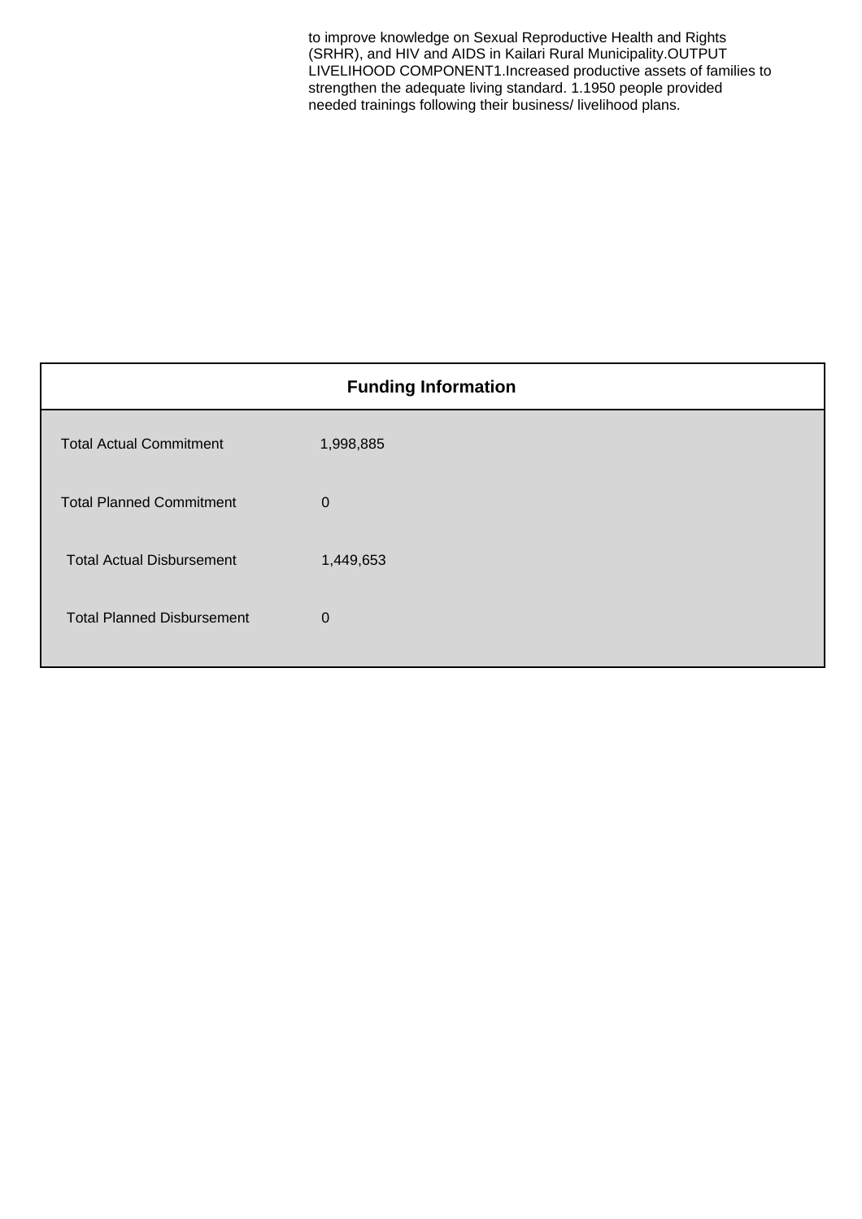to improve knowledge on Sexual Reproductive Health and Rights (SRHR), and HIV and AIDS in Kailari Rural Municipality.OUTPUT LIVELIHOOD COMPONENT1.Increased productive assets of families to strengthen the adequate living standard. 1.1950 people provided needed trainings following their business/ livelihood plans.

| Funding Information | |
|---|---|
| Total Actual Commitment | 1,998,885 |
| Total Planned Commitment | 0 |
| Total Actual Disbursement | 1,449,653 |
| Total Planned Disbursement | 0 |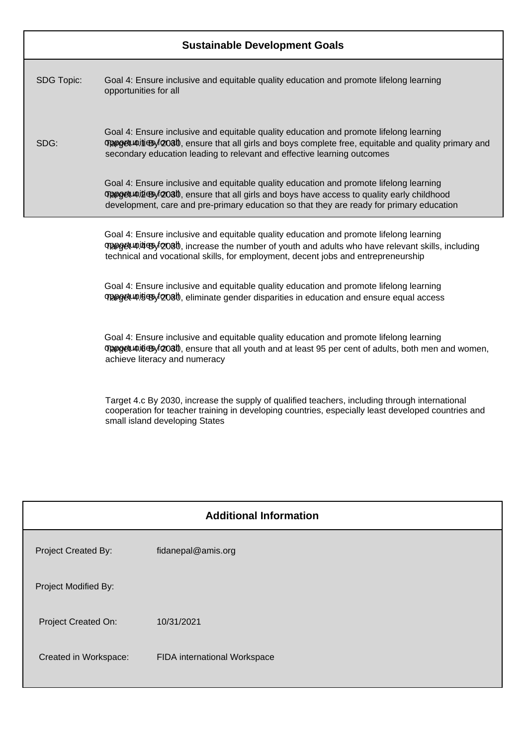## Sustainable Development Goals

| | |
|---|---|
| SDG Topic: | Goal 4: Ensure inclusive and equitable quality education and promote lifelong learning opportunities for all |
| SDG: | Goal 4: Ensure inclusive and equitable quality education and promote lifelong learning opportunities for all<br>Target 4.1 By 2030, ensure that all girls and boys complete free, equitable and quality primary and secondary education leading to relevant and effective learning outcomes |
| | Goal 4: Ensure inclusive and equitable quality education and promote lifelong learning opportunities for all<br>Target 4.2 By 2030, ensure that all girls and boys have access to quality early childhood development, care and pre-primary education so that they are ready for primary education |
| | Goal 4: Ensure inclusive and equitable quality education and promote lifelong learning opportunities for all<br>Target 4.4 By 2030, increase the number of youth and adults who have relevant skills, including technical and vocational skills, for employment, decent jobs and entrepreneurship |
| | Goal 4: Ensure inclusive and equitable quality education and promote lifelong learning opportunities for all<br>Target 4.5 By 2030, eliminate gender disparities in education and ensure equal access |
| | Goal 4: Ensure inclusive and equitable quality education and promote lifelong learning opportunities for all<br>Target 4.6 By 2030, ensure that all youth and at least 95 per cent of adults, both men and women, achieve literacy and numeracy |
| | Target 4.c By 2030, increase the supply of qualified teachers, including through international cooperation for teacher training in developing countries, especially least developed countries and small island developing States |

## Additional Information

| | |
|---|---|
| Project Created By: | fidanepal@amis.org |
| Project Modified By: | |
| Project Created On: | 10/31/2021 |
| Created in Workspace: | FIDA international Workspace |